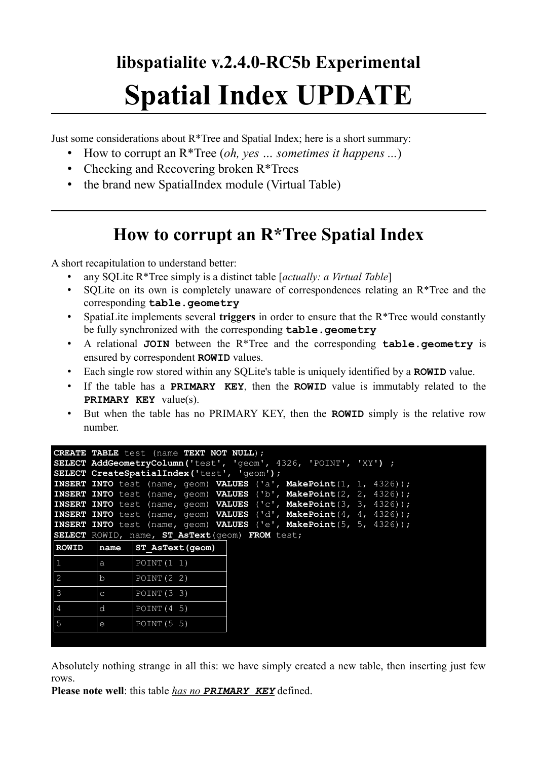# libspatialite v.2.4.0-RC5b Experimental

# Spatial Index UPDATE

Just some considerations about R*Tree and Spatial Index; here is a short summary:

- How to corrupt an R*Tree (*oh, yes … sometimes it happens ...*)
- Checking and Recovering broken R*Trees
- the brand new SpatialIndex module (Virtual Table)

---

## How to corrupt an R*Tree Spatial Index

A short recapitulation to understand better:

- any SQLite R*Tree simply is a distinct table [*actually: a Virtual Table*]
- SQLite on its own is completely unaware of correspondences relating an R*Tree and the corresponding **`table.geometry`**
- SpatiaLite implements several **triggers** in order to ensure that the R*Tree would constantly be fully synchronized with the corresponding **`table.geometry`**
- A relational **`JOIN`** between the R*Tree and the corresponding **`table.geometry`** is ensured by correspondent **`ROWID`** values.
- Each single row stored within any SQLite's table is uniquely identified by a **`ROWID`** value.
- If the table has a **`PRIMARY KEY`**, then the **`ROWID`** value is immutably related to the **`PRIMARY KEY`** value(s).
- But when the table has no PRIMARY KEY, then the **`ROWID`** simply is the relative row number.

```
CREATE TABLE test (name TEXT NOT NULL);
SELECT AddGeometryColumn('test', 'geom', 4326, 'POINT', 'XY') ;
SELECT CreateSpatialIndex('test', 'geom');
INSERT INTO test (name, geom) VALUES ('a', MakePoint(1, 1, 4326));
INSERT INTO test (name, geom) VALUES ('b', MakePoint(2, 2, 4326));
INSERT INTO test (name, geom) VALUES ('c', MakePoint(3, 3, 4326));
INSERT INTO test (name, geom) VALUES ('d', MakePoint(4, 4, 4326));
INSERT INTO test (name, geom) VALUES ('e', MakePoint(5, 5, 4326));
SELECT ROWID, name, ST_AsText(geom) FROM test;
```

| ROWID | name | ST_AsText(geom) |
|---|---|---|
| 1 | a | POINT(1 1) |
| 2 | b | POINT(2 2) |
| 3 | c | POINT(3 3) |
| 4 | d | POINT(4 5) |
| 5 | e | POINT(5 5) |

Absolutely nothing strange in all this: we have simply created a new table, then inserting just few rows.

**Please note well**: this table *has no **`PRIMARY KEY`*** defined.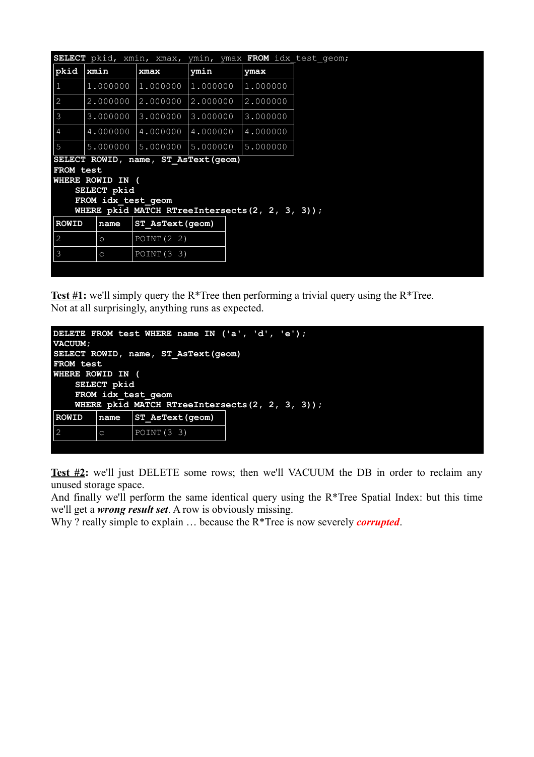```
SELECT pkid, xmin, xmax, ymin, ymax FROM idx_test_geom;
```

| pkid | xmin | xmax | ymin | ymax |
|---|---|---|---|---|
| 1 | 1.000000 | 1.000000 | 1.000000 | 1.000000 |
| 2 | 2.000000 | 2.000000 | 2.000000 | 2.000000 |
| 3 | 3.000000 | 3.000000 | 3.000000 | 3.000000 |
| 4 | 4.000000 | 4.000000 | 4.000000 | 4.000000 |
| 5 | 5.000000 | 5.000000 | 5.000000 | 5.000000 |

```
SELECT ROWID, name, ST_AsText(geom)
FROM test
WHERE ROWID IN (
    SELECT pkid
    FROM idx_test_geom
    WHERE pkid MATCH RTreeIntersects(2, 2, 3, 3));
```

| ROWID | name | ST_AsText(geom) |
|---|---|---|
| 2 | b | POINT(2 2) |
| 3 | c | POINT(3 3) |

**Test #1:** we'll simply query the R*Tree then performing a trivial query using the R*Tree.
Not at all surprisingly, anything runs as expected.

```
DELETE FROM test WHERE name IN ('a', 'd', 'e');
VACUUM;
SELECT ROWID, name, ST_AsText(geom)
FROM test
WHERE ROWID IN (
    SELECT pkid
    FROM idx_test_geom
    WHERE pkid MATCH RTreeIntersects(2, 2, 3, 3));
```

| ROWID | name | ST_AsText(geom) |
|---|---|---|
| 2 | c | POINT(3 3) |

**Test #2:** we'll just DELETE some rows; then we'll VACUUM the DB in order to reclaim any unused storage space.
And finally we'll perform the same identical query using the R*Tree Spatial Index: but this time we'll get a ***wrong result set***. A row is obviously missing.
Why ? really simple to explain … because the R*Tree is now severely ***corrupted***.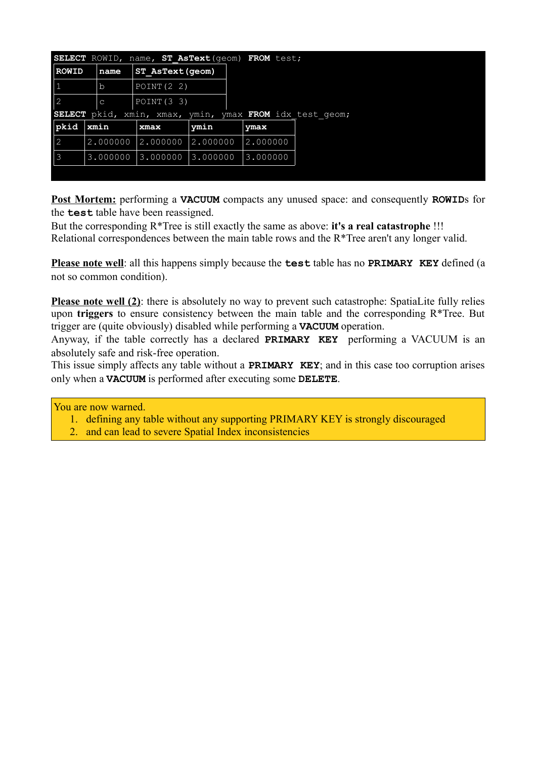```
SELECT ROWID, name, ST_AsText(geom) FROM test;
```

| ROWID | name | ST_AsText(geom) |
|---|---|---|
| 1 | b | POINT(2 2) |
| 2 | c | POINT(3 3) |

```
SELECT pkid, xmin, xmax, ymin, ymax FROM idx_test_geom;
```

| pkid | xmin | xmax | ymin | ymax |
|---|---|---|---|---|
| 2 | 2.000000 | 2.000000 | 2.000000 | 2.000000 |
| 3 | 3.000000 | 3.000000 | 3.000000 | 3.000000 |

**Post Mortem:** performing a **VACUUM** compacts any unused space: and consequently **ROWID**s for the **test** table have been reassigned.
But the corresponding R*Tree is still exactly the same as above: **it's a real catastrophe** !!!
Relational correspondences between the main table rows and the R*Tree aren't any longer valid.

**Please note well**: all this happens simply because the **test** table has no **PRIMARY KEY** defined (a not so common condition).

**Please note well (2)**: there is absolutely no way to prevent such catastrophe: SpatiaLite fully relies upon **triggers** to ensure consistency between the main table and the corresponding R*Tree. But trigger are (quite obviously) disabled while performing a **VACUUM** operation.
Anyway, if the table correctly has a declared **PRIMARY KEY** performing a VACUUM is an absolutely safe and risk-free operation.
This issue simply affects any table without a **PRIMARY KEY**; and in this case too corruption arises only when a **VACUUM** is performed after executing some **DELETE**.

You are now warned.

1. defining any table without any supporting PRIMARY KEY is strongly discouraged
2. and can lead to severe Spatial Index inconsistencies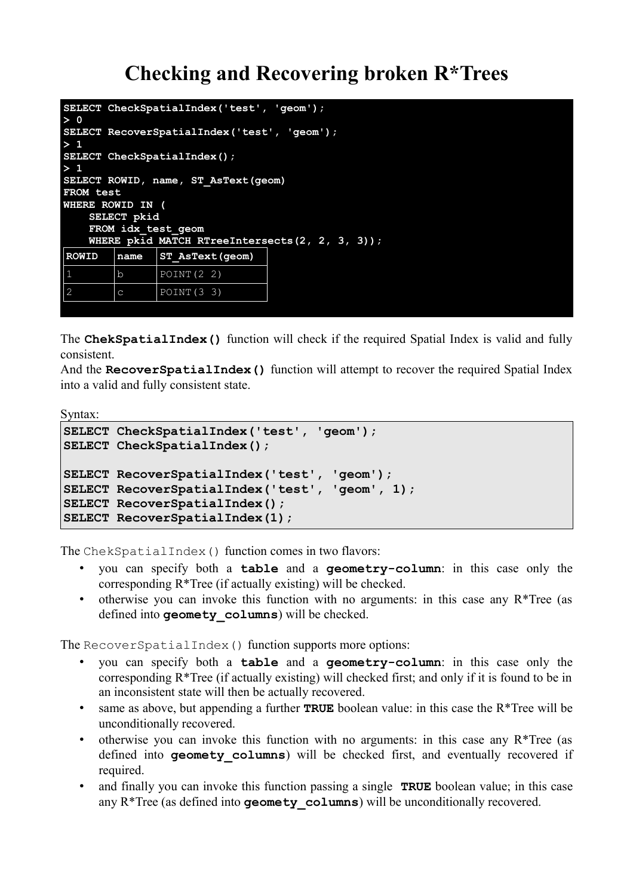# Checking and Recovering broken R*Trees

```
SELECT CheckSpatialIndex('test', 'geom');
> 0
SELECT RecoverSpatialIndex('test', 'geom');
> 1
SELECT CheckSpatialIndex();
> 1
SELECT ROWID, name, ST_AsText(geom)
FROM test
WHERE ROWID IN (
    SELECT pkid
    FROM idx_test_geom
    WHERE pkid MATCH RTreeIntersects(2, 2, 3, 3));
```

| ROWID | name | ST_AsText(geom) |
|---|---|---|
| 1 | b | POINT(2 2) |
| 2 | c | POINT(3 3) |

The **ChekSpatialIndex()** function will check if the required Spatial Index is valid and fully consistent.
And the **RecoverSpatialIndex()** function will attempt to recover the required Spatial Index into a valid and fully consistent state.

Syntax:

```
SELECT CheckSpatialIndex('test', 'geom');
SELECT CheckSpatialIndex();

SELECT RecoverSpatialIndex('test', 'geom');
SELECT RecoverSpatialIndex('test', 'geom', 1);
SELECT RecoverSpatialIndex();
SELECT RecoverSpatialIndex(1);
```

The `ChekSpatialIndex()` function comes in two flavors:

- you can specify both a **table** and a **geometry-column**: in this case only the corresponding R*Tree (if actually existing) will be checked.
- otherwise you can invoke this function with no arguments: in this case any R*Tree (as defined into **geomety_columns**) will be checked.

The `RecoverSpatialIndex()` function supports more options:

- you can specify both a **table** and a **geometry-column**: in this case only the corresponding R*Tree (if actually existing) will checked first; and only if it is found to be in an inconsistent state will then be actually recovered.
- same as above, but appending a further **TRUE** boolean value: in this case the R*Tree will be unconditionally recovered.
- otherwise you can invoke this function with no arguments: in this case any R*Tree (as defined into **geomety_columns**) will be checked first, and eventually recovered if required.
- and finally you can invoke this function passing a single **TRUE** boolean value; in this case any R*Tree (as defined into **geomety_columns**) will be unconditionally recovered.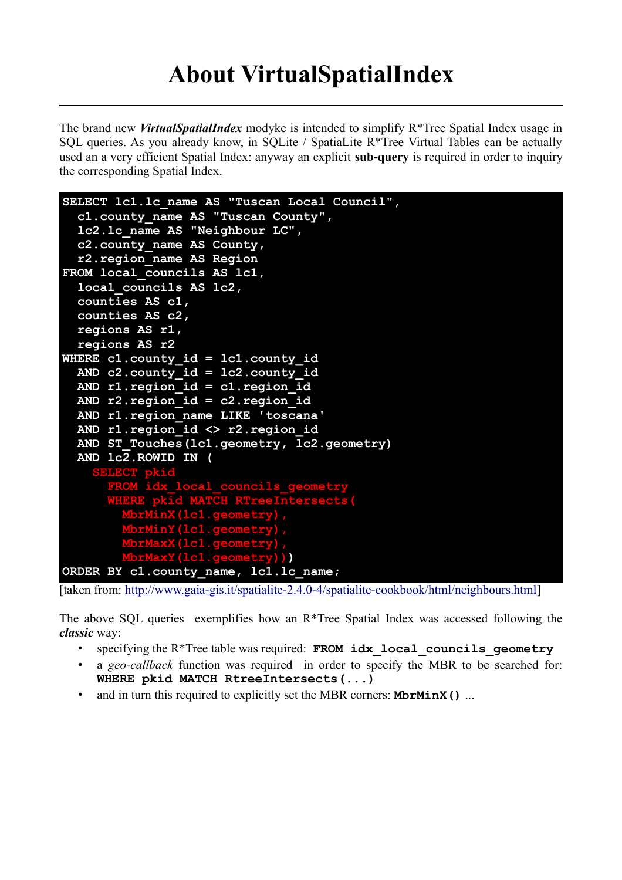# About VirtualSpatialIndex

The brand new ***VirtualSpatialIndex*** modyke is intended to simplify R*Tree Spatial Index usage in SQL queries. As you already know, in SQLite / SpatiaLite R*Tree Virtual Tables can be actually used an a very efficient Spatial Index: anyway an explicit **sub-query** is required in order to inquiry the corresponding Spatial Index.

```
SELECT lc1.lc_name AS "Tuscan Local Council",
  c1.county_name AS "Tuscan County",
  lc2.lc_name AS "Neighbour LC",
  c2.county_name AS County,
  r2.region_name AS Region
FROM local_councils AS lc1,
  local_councils AS lc2,
  counties AS c1,
  counties AS c2,
  regions AS r1,
  regions AS r2
WHERE c1.county_id = lc1.county_id
  AND c2.county_id = lc2.county_id
  AND r1.region_id = c1.region_id
  AND r2.region_id = c2.region_id
  AND r1.region_name LIKE 'toscana'
  AND r1.region_id <> r2.region_id
  AND ST_Touches(lc1.geometry, lc2.geometry)
  AND lc2.ROWID IN (
    SELECT pkid
      FROM idx_local_councils_geometry
      WHERE pkid MATCH RTreeIntersects(
        MbrMinX(lc1.geometry),
        MbrMinY(lc1.geometry),
        MbrMaxX(lc1.geometry),
        MbrMaxY(lc1.geometry)))
ORDER BY c1.county_name, lc1.lc_name;
```

[taken from: http://www.gaia-gis.it/spatialite-2.4.0-4/spatialite-cookbook/html/neighbours.html]

The above SQL queries exemplifies how an R*Tree Spatial Index was accessed following the ***classic*** way:

- specifying the R*Tree table was required: **`FROM idx_local_councils_geometry`**
- a *geo-callback* function was required in order to specify the MBR to be searched for: **`WHERE pkid MATCH RtreeIntersects(...)`**
- and in turn this required to explicitly set the MBR corners: **`MbrMinX()`** ...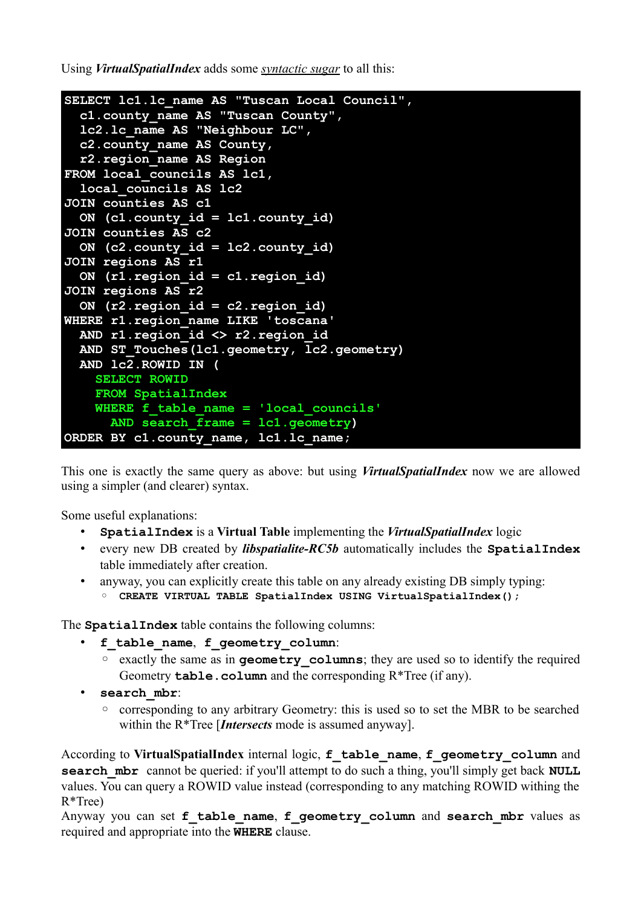Using ***VirtualSpatialIndex*** adds some syntactic sugar to all this:

```
SELECT lc1.lc_name AS "Tuscan Local Council",
  c1.county_name AS "Tuscan County",
  lc2.lc_name AS "Neighbour LC",
  c2.county_name AS County,
  r2.region_name AS Region
FROM local_councils AS lc1,
  local_councils AS lc2
JOIN counties AS c1
  ON (c1.county_id = lc1.county_id)
JOIN counties AS c2
  ON (c2.county_id = lc2.county_id)
JOIN regions AS r1
  ON (r1.region_id = c1.region_id)
JOIN regions AS r2
  ON (r2.region_id = c2.region_id)
WHERE r1.region_name LIKE 'toscana'
  AND r1.region_id <> r2.region_id
  AND ST_Touches(lc1.geometry, lc2.geometry)
  AND lc2.ROWID IN (
    SELECT ROWID
    FROM SpatialIndex
    WHERE f_table_name = 'local_councils'
      AND search_frame = lc1.geometry)
ORDER BY c1.county_name, lc1.lc_name;
```

This one is exactly the same query as above: but using ***VirtualSpatialIndex*** now we are allowed using a simpler (and clearer) syntax.

Some useful explanations:

- **`SpatialIndex`** is a **Virtual Table** implementing the ***VirtualSpatialIndex*** logic
- every new DB created by ***libspatialite-RC5b*** automatically includes the **`SpatialIndex`** table immediately after creation.
- anyway, you can explicitly create this table on any already existing DB simply typing:
  - **`CREATE VIRTUAL TABLE SpatialIndex USING VirtualSpatialIndex();`**

The **`SpatialIndex`** table contains the following columns:

- **`f_table_name`**, **`f_geometry_column`**:
  - exactly the same as in **`geometry_columns`**; they are used so to identify the required Geometry **`table.column`** and the corresponding R*Tree (if any).
- **`search_mbr`**:
  - corresponding to any arbitrary Geometry: this is used so to set the MBR to be searched within the R*Tree [***Intersects*** mode is assumed anyway].

According to **VirtualSpatialIndex** internal logic, **`f_table_name`**, **`f_geometry_column`** and **`search_mbr`** cannot be queried: if you'll attempt to do such a thing, you'll simply get back **NULL** values. You can query a ROWID value instead (corresponding to any matching ROWID withing the R*Tree)
Anyway you can set **`f_table_name`**, **`f_geometry_column`** and **`search_mbr`** values as required and appropriate into the **`WHERE`** clause.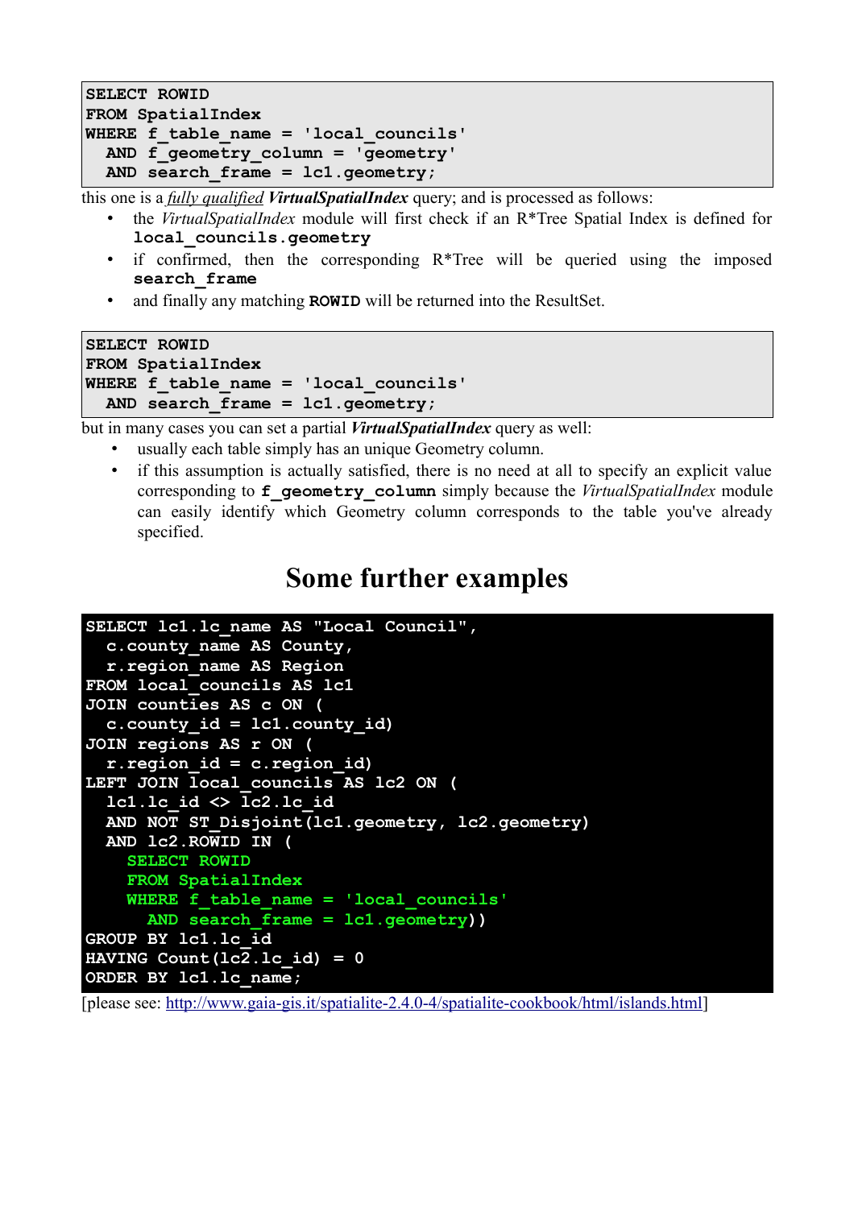```
SELECT ROWID
FROM SpatialIndex
WHERE f_table_name = 'local_councils'
  AND f_geometry_column = 'geometry'
  AND search_frame = lc1.geometry;
```

this one is a *fully qualified* ***VirtualSpatialIndex*** query; and is processed as follows:

- the *VirtualSpatialIndex* module will first check if an R*Tree Spatial Index is defined for **`local_councils.geometry`**
- if confirmed, then the corresponding R*Tree will be queried using the imposed **`search_frame`**
- and finally any matching **`ROWID`** will be returned into the ResultSet.

```
SELECT ROWID
FROM SpatialIndex
WHERE f_table_name = 'local_councils'
  AND search_frame = lc1.geometry;
```

but in many cases you can set a partial ***VirtualSpatialIndex*** query as well:

- usually each table simply has an unique Geometry column.
- if this assumption is actually satisfied, there is no need at all to specify an explicit value corresponding to **`f_geometry_column`** simply because the *VirtualSpatialIndex* module can easily identify which Geometry column corresponds to the table you've already specified.

# Some further examples

```
SELECT lc1.lc_name AS "Local Council",
  c.county_name AS County,
  r.region_name AS Region
FROM local_councils AS lc1
JOIN counties AS c ON (
  c.county_id = lc1.county_id)
JOIN regions AS r ON (
  r.region_id = c.region_id)
LEFT JOIN local_councils AS lc2 ON (
  lc1.lc_id <> lc2.lc_id
  AND NOT ST_Disjoint(lc1.geometry, lc2.geometry)
  AND lc2.ROWID IN (
    SELECT ROWID
    FROM SpatialIndex
    WHERE f_table_name = 'local_councils'
      AND search_frame = lc1.geometry))
GROUP BY lc1.lc_id
HAVING Count(lc2.lc_id) = 0
ORDER BY lc1.lc_name;
```

[please see: http://www.gaia-gis.it/spatialite-2.4.0-4/spatialite-cookbook/html/islands.html]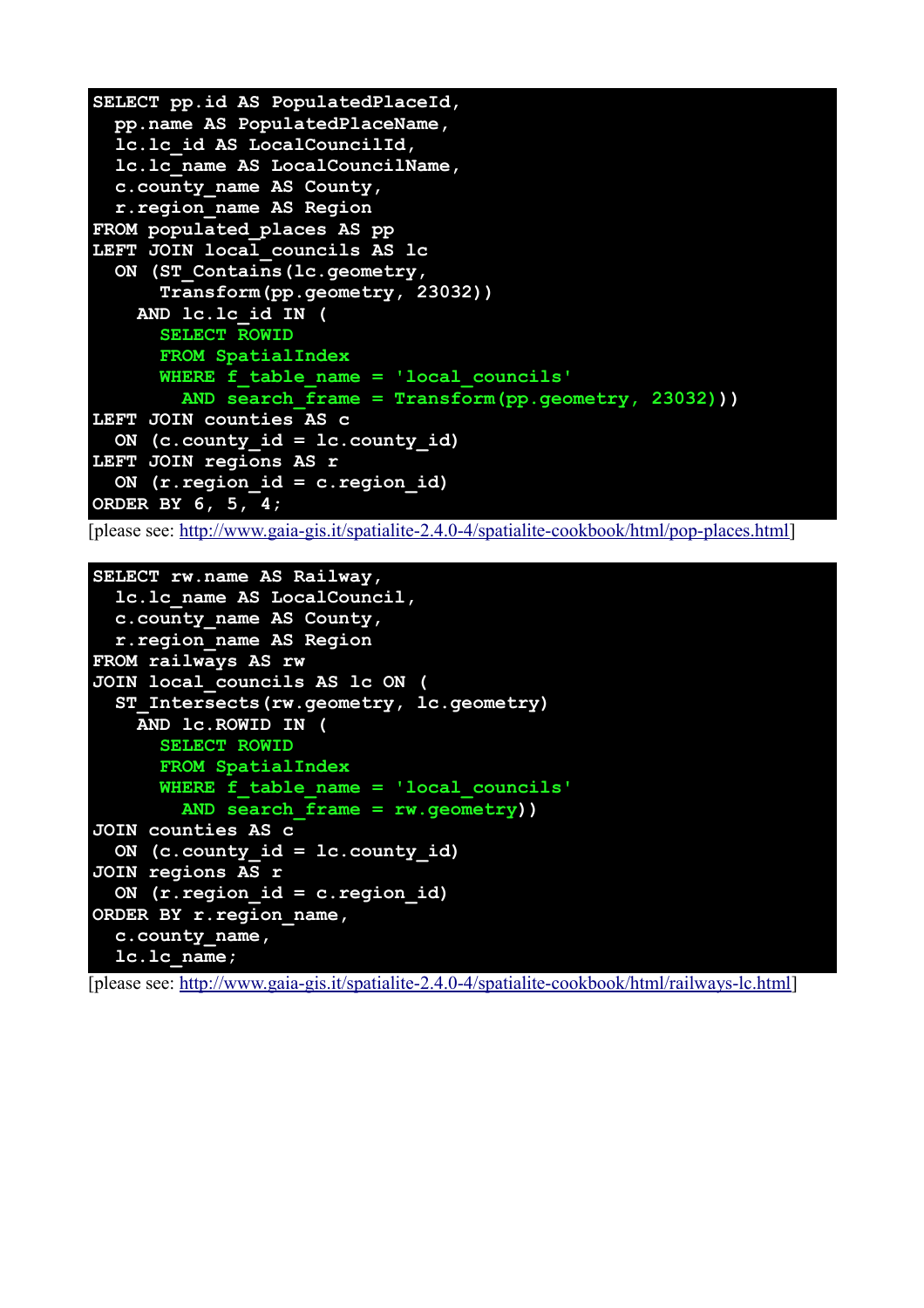```
SELECT pp.id AS PopulatedPlaceId,
  pp.name AS PopulatedPlaceName,
  lc.lc_id AS LocalCouncilId,
  lc.lc_name AS LocalCouncilName,
  c.county_name AS County,
  r.region_name AS Region
FROM populated_places AS pp
LEFT JOIN local_councils AS lc
  ON (ST_Contains(lc.geometry,
      Transform(pp.geometry, 23032))
    AND lc.lc_id IN (
      SELECT ROWID
      FROM SpatialIndex
      WHERE f_table_name = 'local_councils'
        AND search_frame = Transform(pp.geometry, 23032)))
LEFT JOIN counties AS c
  ON (c.county_id = lc.county_id)
LEFT JOIN regions AS r
  ON (r.region_id = c.region_id)
ORDER BY 6, 5, 4;
```

[please see: http://www.gaia-gis.it/spatialite-2.4.0-4/spatialite-cookbook/html/pop-places.html]

```
SELECT rw.name AS Railway,
  lc.lc_name AS LocalCouncil,
  c.county_name AS County,
  r.region_name AS Region
FROM railways AS rw
JOIN local_councils AS lc ON (
  ST_Intersects(rw.geometry, lc.geometry)
    AND lc.ROWID IN (
      SELECT ROWID
      FROM SpatialIndex
      WHERE f_table_name = 'local_councils'
        AND search_frame = rw.geometry))
JOIN counties AS c
  ON (c.county_id = lc.county_id)
JOIN regions AS r
  ON (r.region_id = c.region_id)
ORDER BY r.region_name,
  c.county_name,
  lc.lc_name;
```

[please see: http://www.gaia-gis.it/spatialite-2.4.0-4/spatialite-cookbook/html/railways-lc.html]